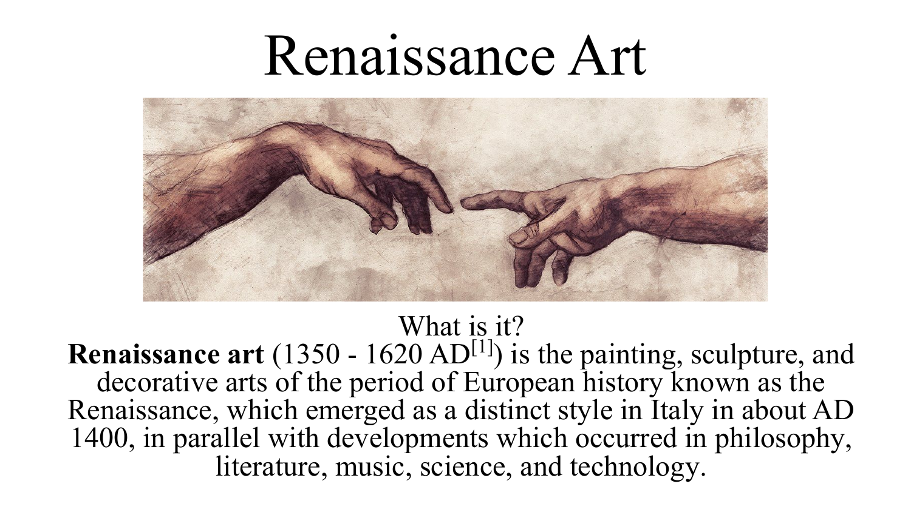# Renaissance Art

What is it?

**Renaissance art** (1350 - 1620 AD[1]) is the painting, sculpture, and decorative arts of the period of European history known as the Renaissance, which emerged as a distinct style in Italy in about AD 1400, in parallel with developments which occurred in philosophy, literature, music, science, and technology.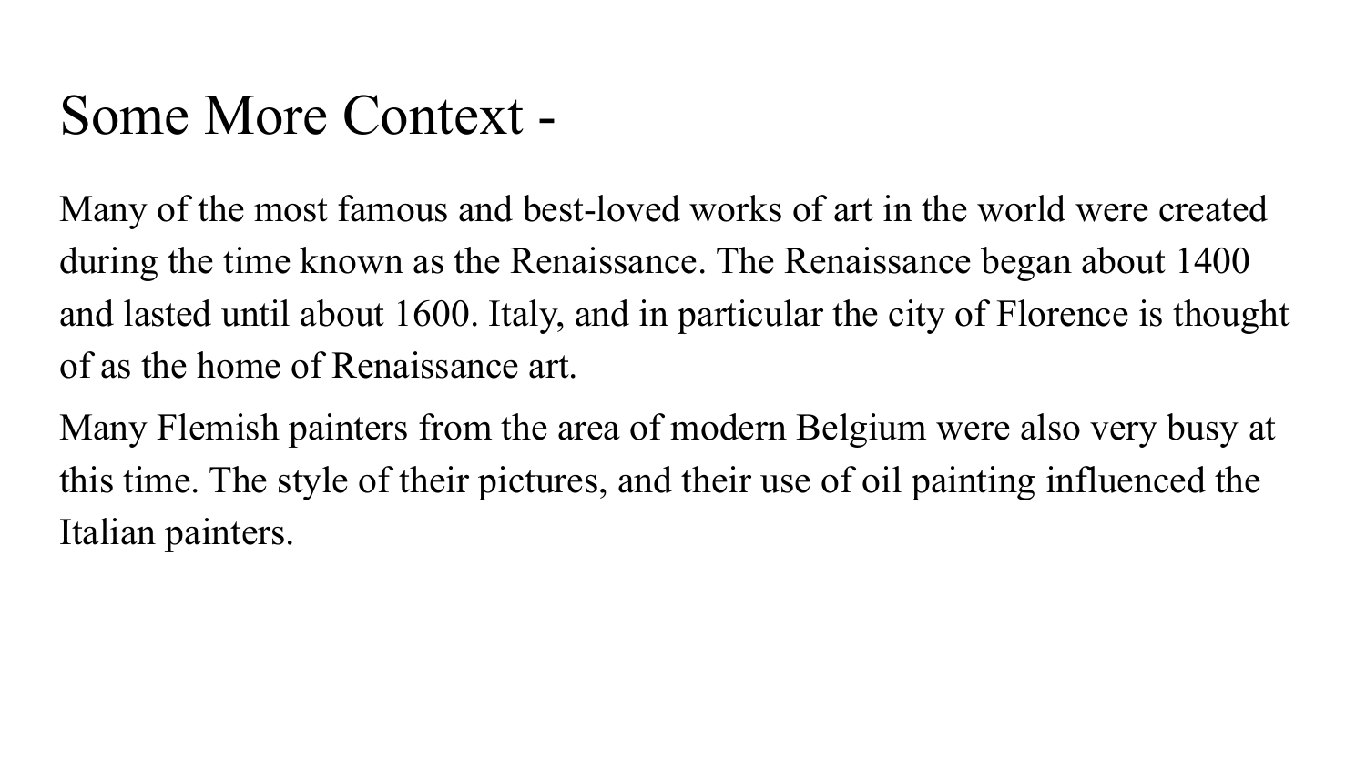# Some More Context -

Many of the most famous and best-loved works of art in the world were created during the time known as the Renaissance. The Renaissance began about 1400 and lasted until about 1600. Italy, and in particular the city of Florence is thought of as the home of Renaissance art.

Many Flemish painters from the area of modern Belgium were also very busy at this time. The style of their pictures, and their use of oil painting influenced the Italian painters.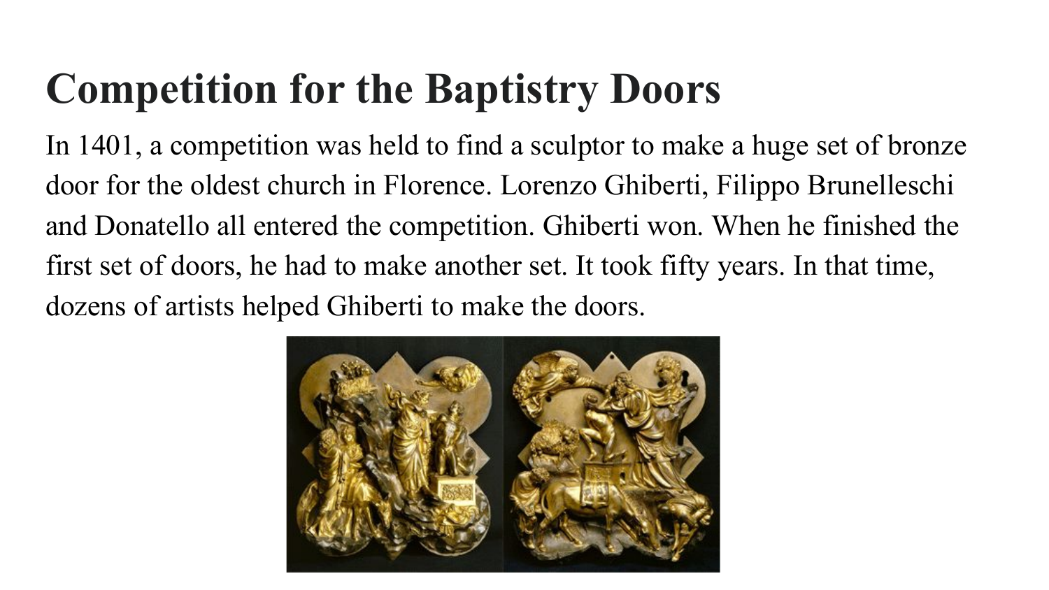# Competition for the Baptistry Doors

In 1401, a competition was held to find a sculptor to make a huge set of bronze door for the oldest church in Florence. Lorenzo Ghiberti, Filippo Brunelleschi and Donatello all entered the competition. Ghiberti won. When he finished the first set of doors, he had to make another set. It took fifty years. In that time, dozens of artists helped Ghiberti to make the doors.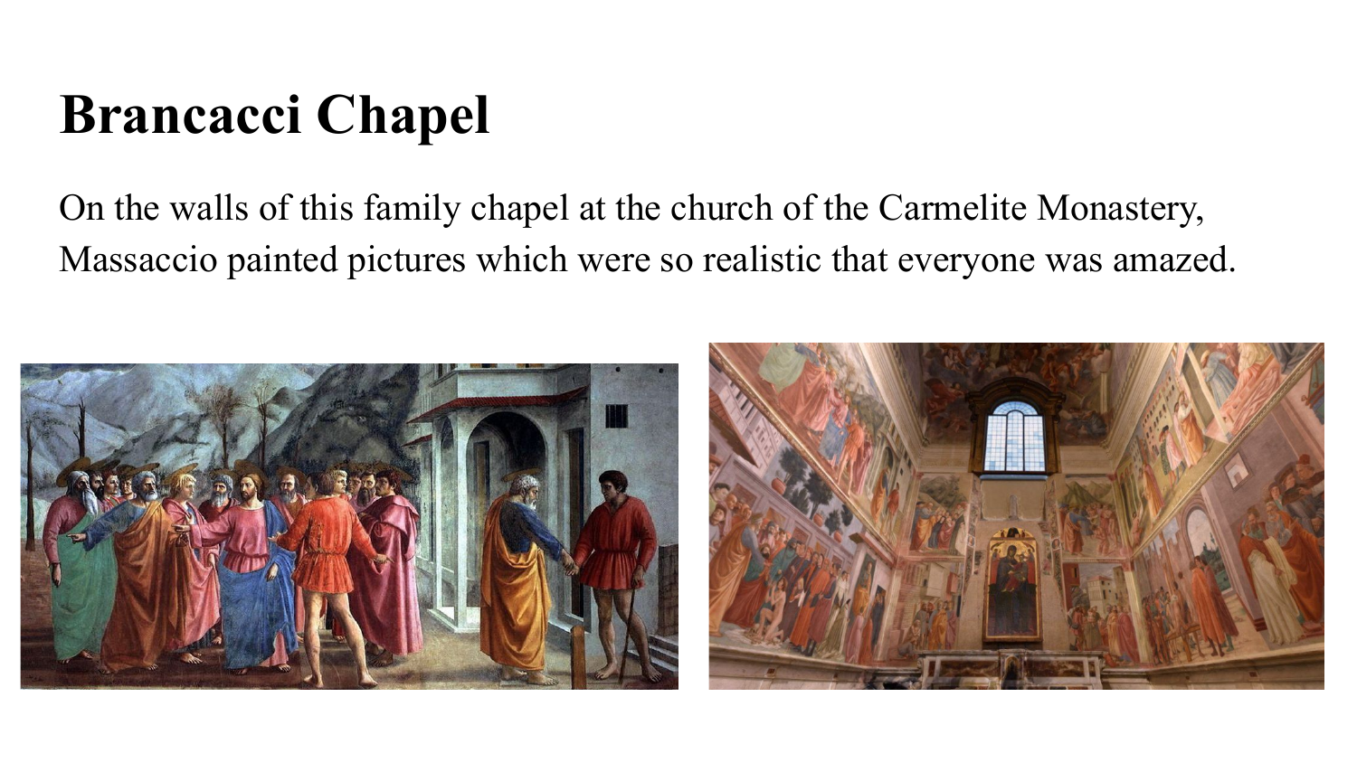# Brancacci Chapel

On the walls of this family chapel at the church of the Carmelite Monastery, Massaccio painted pictures which were so realistic that everyone was amazed.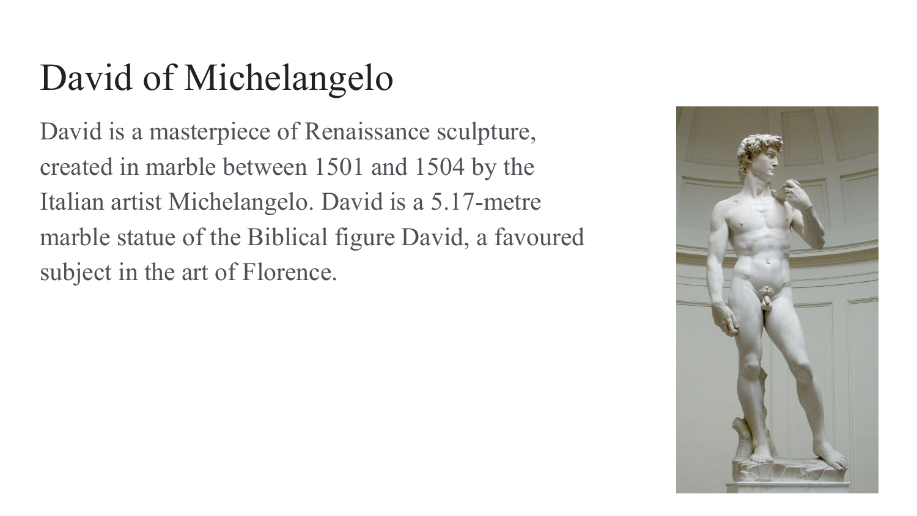# David of Michelangelo

David is a masterpiece of Renaissance sculpture, created in marble between 1501 and 1504 by the Italian artist Michelangelo. David is a 5.17-metre marble statue of the Biblical figure David, a favoured subject in the art of Florence.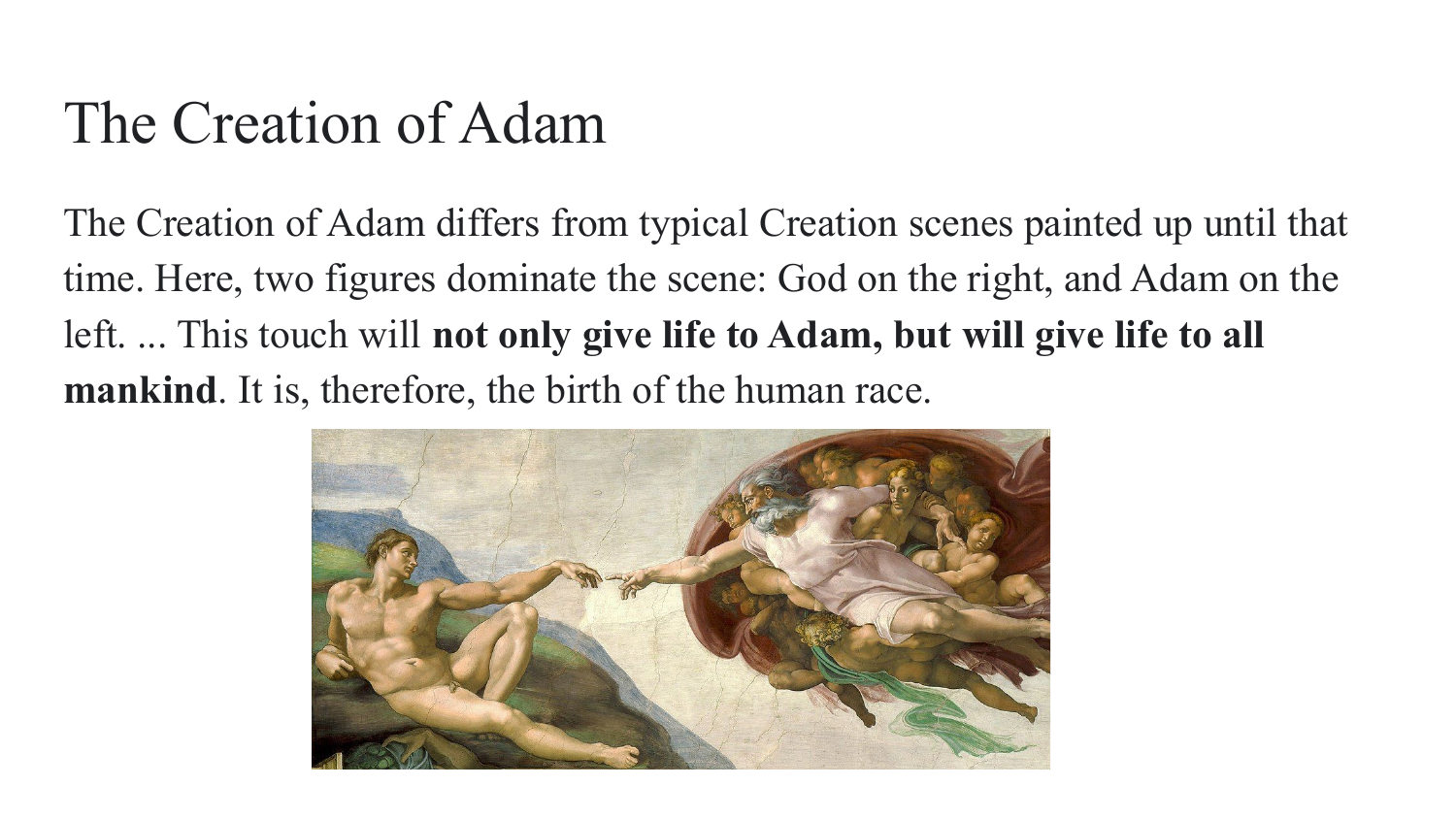# The Creation of Adam

The Creation of Adam differs from typical Creation scenes painted up until that time. Here, two figures dominate the scene: God on the right, and Adam on the left. ... This touch will **not only give life to Adam, but will give life to all mankind**. It is, therefore, the birth of the human race.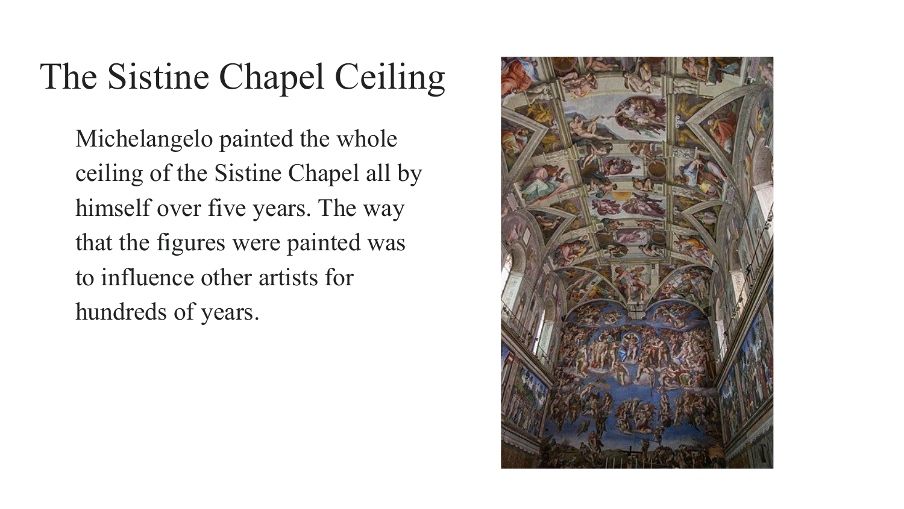# The Sistine Chapel Ceiling

Michelangelo painted the whole ceiling of the Sistine Chapel all by himself over five years. The way that the figures were painted was to influence other artists for hundreds of years.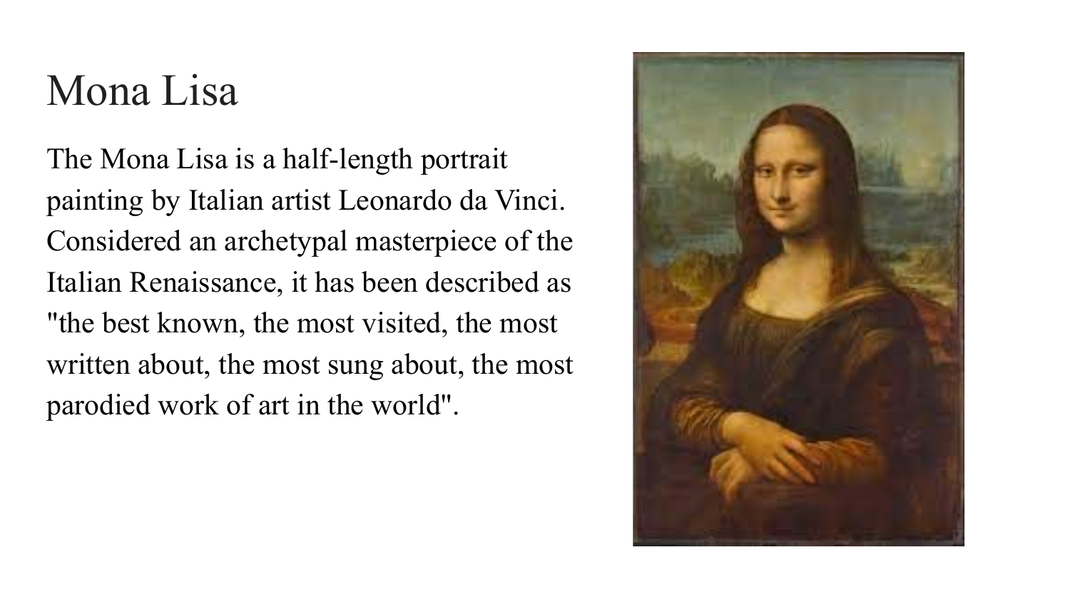# Mona Lisa

The Mona Lisa is a half-length portrait painting by Italian artist Leonardo da Vinci. Considered an archetypal masterpiece of the Italian Renaissance, it has been described as "the best known, the most visited, the most written about, the most sung about, the most parodied work of art in the world".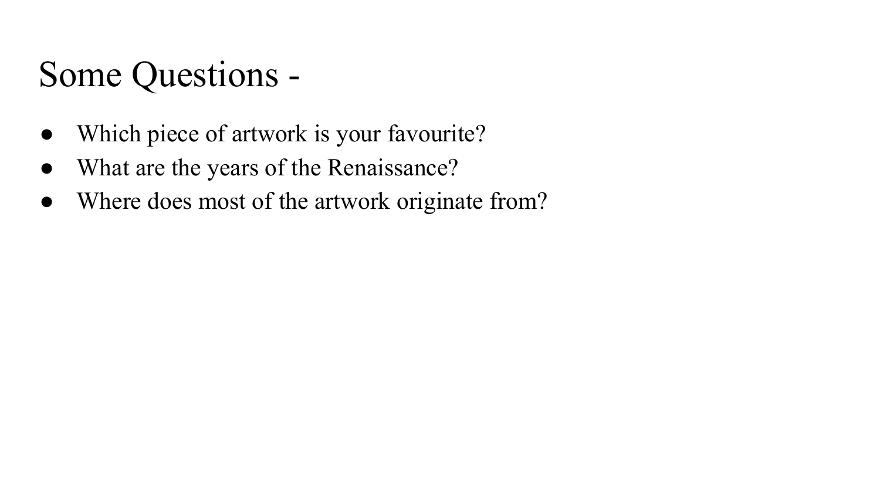# Some Questions -

- Which piece of artwork is your favourite?
- What are the years of the Renaissance?
- Where does most of the artwork originate from?